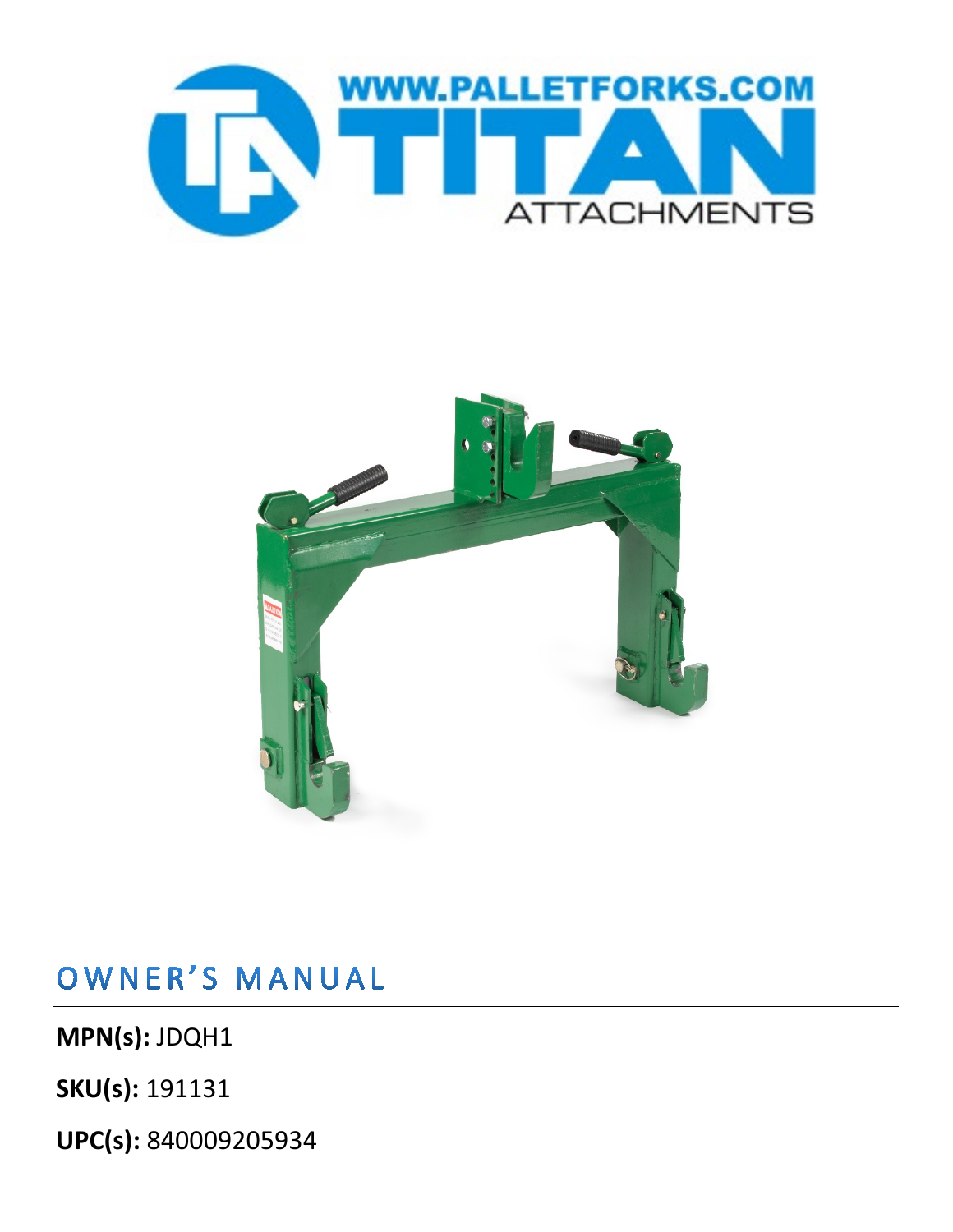WWW.PALLETFORKS.COM

TITAN

ATTACHMENTS

# OWNER'S MANUAL

**MPN(s):** JDQH1

**SKU(s):** 191131

**UPC(s):** 840009205934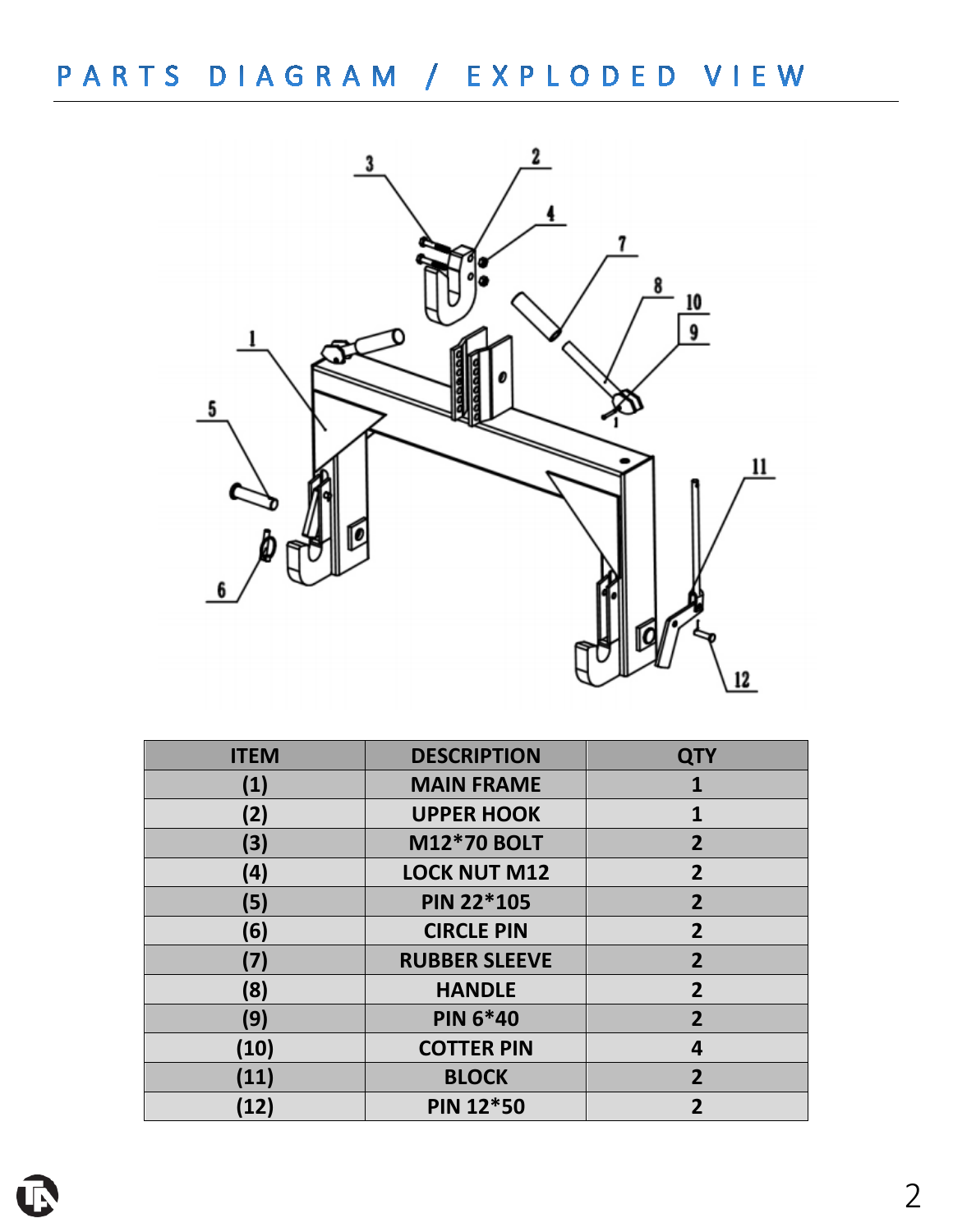# PARTS DIAGRAM / EXPLODED VIEW

| ITEM | DESCRIPTION | QTY |
|---|---|---|
| (1) | MAIN FRAME | 1 |
| (2) | UPPER HOOK | 1 |
| (3) | M12*70 BOLT | 2 |
| (4) | LOCK NUT M12 | 2 |
| (5) | PIN 22*105 | 2 |
| (6) | CIRCLE PIN | 2 |
| (7) | RUBBER SLEEVE | 2 |
| (8) | HANDLE | 2 |
| (9) | PIN 6*40 | 2 |
| (10) | COTTER PIN | 4 |
| (11) | BLOCK | 2 |
| (12) | PIN 12*50 | 2 |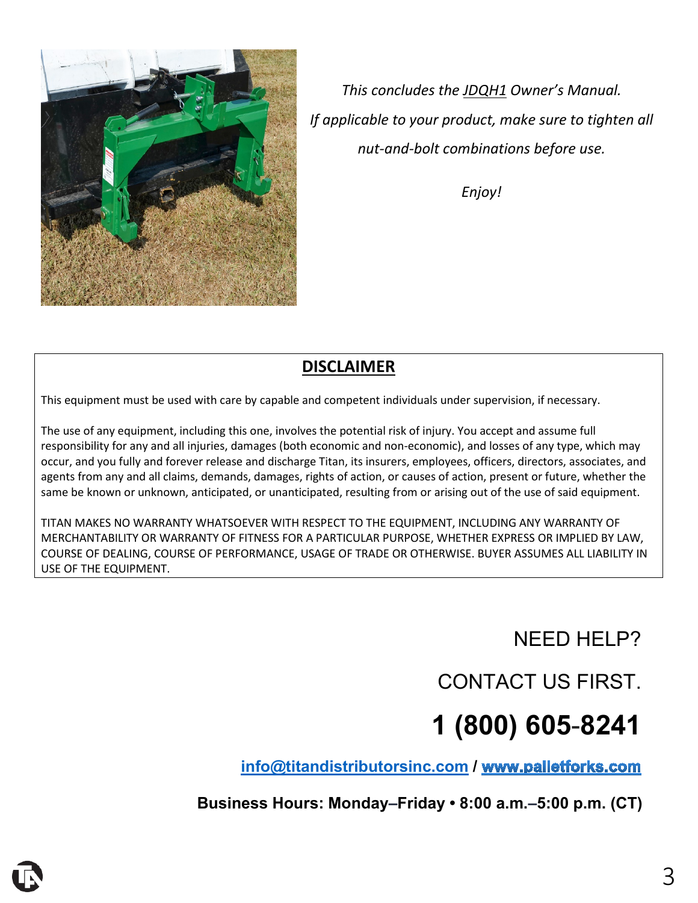*This concludes the JDQH1 Owner's Manual.*

*If applicable to your product, make sure to tighten all nut-and-bolt combinations before use.*

*Enjoy!*

## DISCLAIMER

This equipment must be used with care by capable and competent individuals under supervision, if necessary.

The use of any equipment, including this one, involves the potential risk of injury. You accept and assume full responsibility for any and all injuries, damages (both economic and non-economic), and losses of any type, which may occur, and you fully and forever release and discharge Titan, its insurers, employees, officers, directors, associates, and agents from any and all claims, demands, damages, rights of action, or causes of action, present or future, whether the same be known or unknown, anticipated, or unanticipated, resulting from or arising out of the use of said equipment.

TITAN MAKES NO WARRANTY WHATSOEVER WITH RESPECT TO THE EQUIPMENT, INCLUDING ANY WARRANTY OF MERCHANTABILITY OR WARRANTY OF FITNESS FOR A PARTICULAR PURPOSE, WHETHER EXPRESS OR IMPLIED BY LAW, COURSE OF DEALING, COURSE OF PERFORMANCE, USAGE OF TRADE OR OTHERWISE. BUYER ASSUMES ALL LIABILITY IN USE OF THE EQUIPMENT.

NEED HELP?

CONTACT US FIRST.

**1 (800) 605-8241**

**info@titandistributorsinc.com / www.palletforks.com**

**Business Hours: Monday–Friday • 8:00 a.m.–5:00 p.m. (CT)**